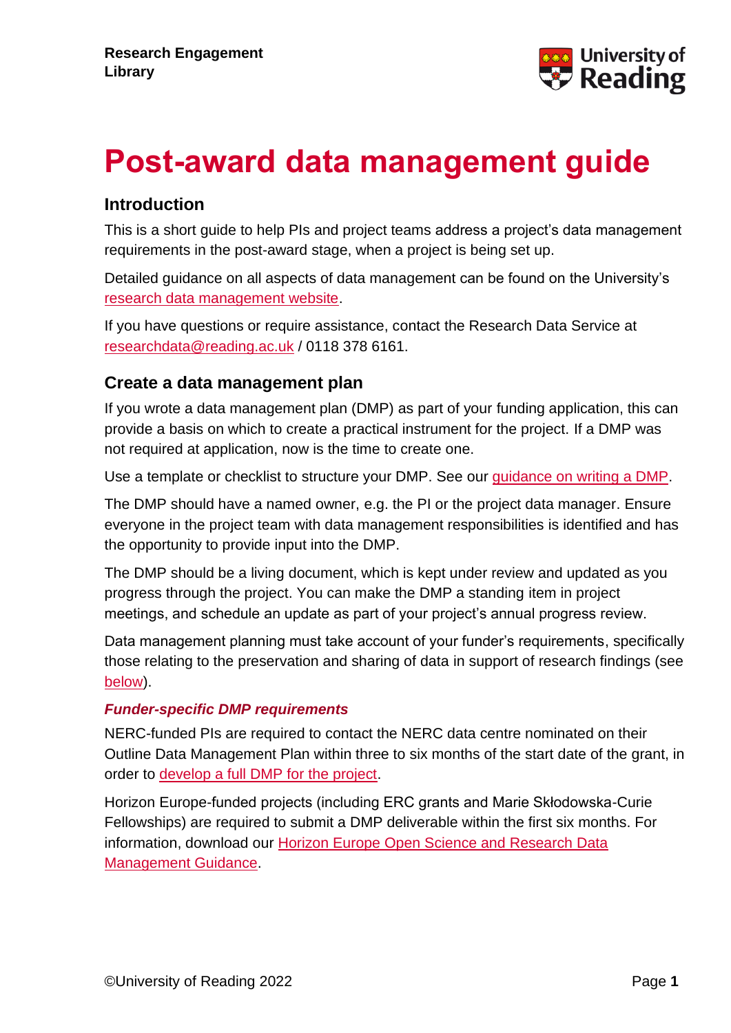Research Engagement
Library

# Post-award data management guide

## Introduction

This is a short guide to help PIs and project teams address a project's data management requirements in the post-award stage, when a project is being set up.

Detailed guidance on all aspects of data management can be found on the University's research data management website.

If you have questions or require assistance, contact the Research Data Service at researchdata@reading.ac.uk / 0118 378 6161.

## Create a data management plan

If you wrote a data management plan (DMP) as part of your funding application, this can provide a basis on which to create a practical instrument for the project. If a DMP was not required at application, now is the time to create one.

Use a template or checklist to structure your DMP. See our guidance on writing a DMP.

The DMP should have a named owner, e.g. the PI or the project data manager. Ensure everyone in the project team with data management responsibilities is identified and has the opportunity to provide input into the DMP.

The DMP should be a living document, which is kept under review and updated as you progress through the project. You can make the DMP a standing item in project meetings, and schedule an update as part of your project's annual progress review.

Data management planning must take account of your funder's requirements, specifically those relating to the preservation and sharing of data in support of research findings (see below).

### *Funder-specific DMP requirements*

NERC-funded PIs are required to contact the NERC data centre nominated on their Outline Data Management Plan within three to six months of the start date of the grant, in order to develop a full DMP for the project.

Horizon Europe-funded projects (including ERC grants and Marie Skłodowska-Curie Fellowships) are required to submit a DMP deliverable within the first six months. For information, download our Horizon Europe Open Science and Research Data Management Guidance.

©University of Reading 2022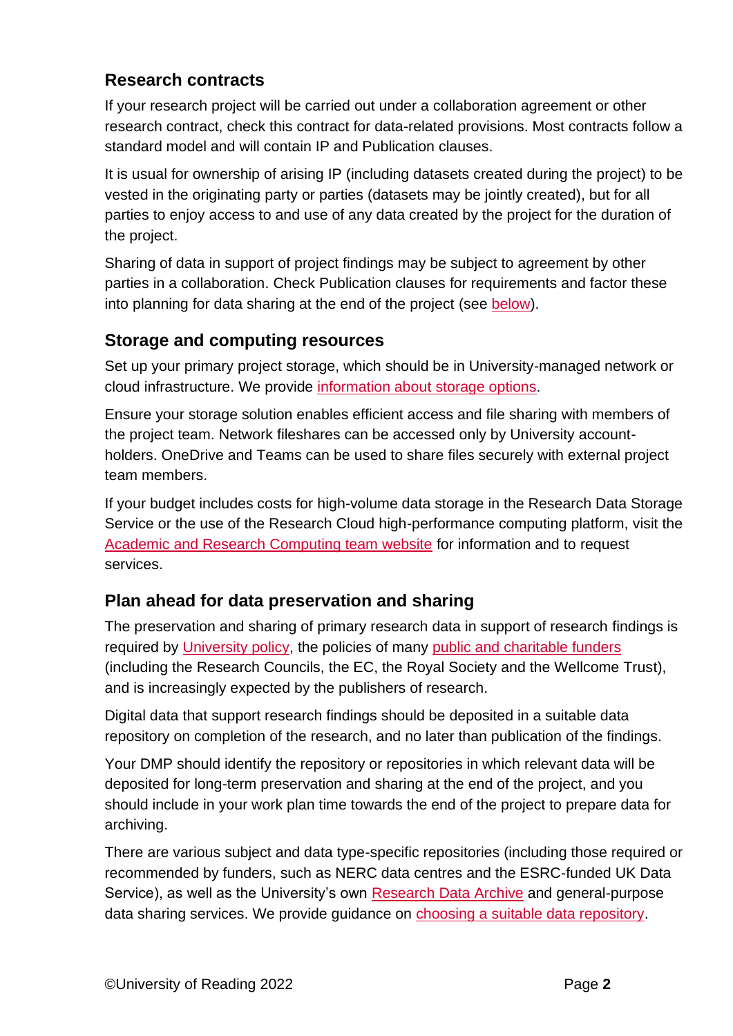## Research contracts

If your research project will be carried out under a collaboration agreement or other research contract, check this contract for data-related provisions. Most contracts follow a standard model and will contain IP and Publication clauses.

It is usual for ownership of arising IP (including datasets created during the project) to be vested in the originating party or parties (datasets may be jointly created), but for all parties to enjoy access to and use of any data created by the project for the duration of the project.

Sharing of data in support of project findings may be subject to agreement by other parties in a collaboration. Check Publication clauses for requirements and factor these into planning for data sharing at the end of the project (see below).

## Storage and computing resources

Set up your primary project storage, which should be in University-managed network or cloud infrastructure. We provide information about storage options.

Ensure your storage solution enables efficient access and file sharing with members of the project team. Network fileshares can be accessed only by University account-holders. OneDrive and Teams can be used to share files securely with external project team members.

If your budget includes costs for high-volume data storage in the Research Data Storage Service or the use of the Research Cloud high-performance computing platform, visit the Academic and Research Computing team website for information and to request services.

## Plan ahead for data preservation and sharing

The preservation and sharing of primary research data in support of research findings is required by University policy, the policies of many public and charitable funders (including the Research Councils, the EC, the Royal Society and the Wellcome Trust), and is increasingly expected by the publishers of research.

Digital data that support research findings should be deposited in a suitable data repository on completion of the research, and no later than publication of the findings.

Your DMP should identify the repository or repositories in which relevant data will be deposited for long-term preservation and sharing at the end of the project, and you should include in your work plan time towards the end of the project to prepare data for archiving.

There are various subject and data type-specific repositories (including those required or recommended by funders, such as NERC data centres and the ESRC-funded UK Data Service), as well as the University's own Research Data Archive and general-purpose data sharing services. We provide guidance on choosing a suitable data repository.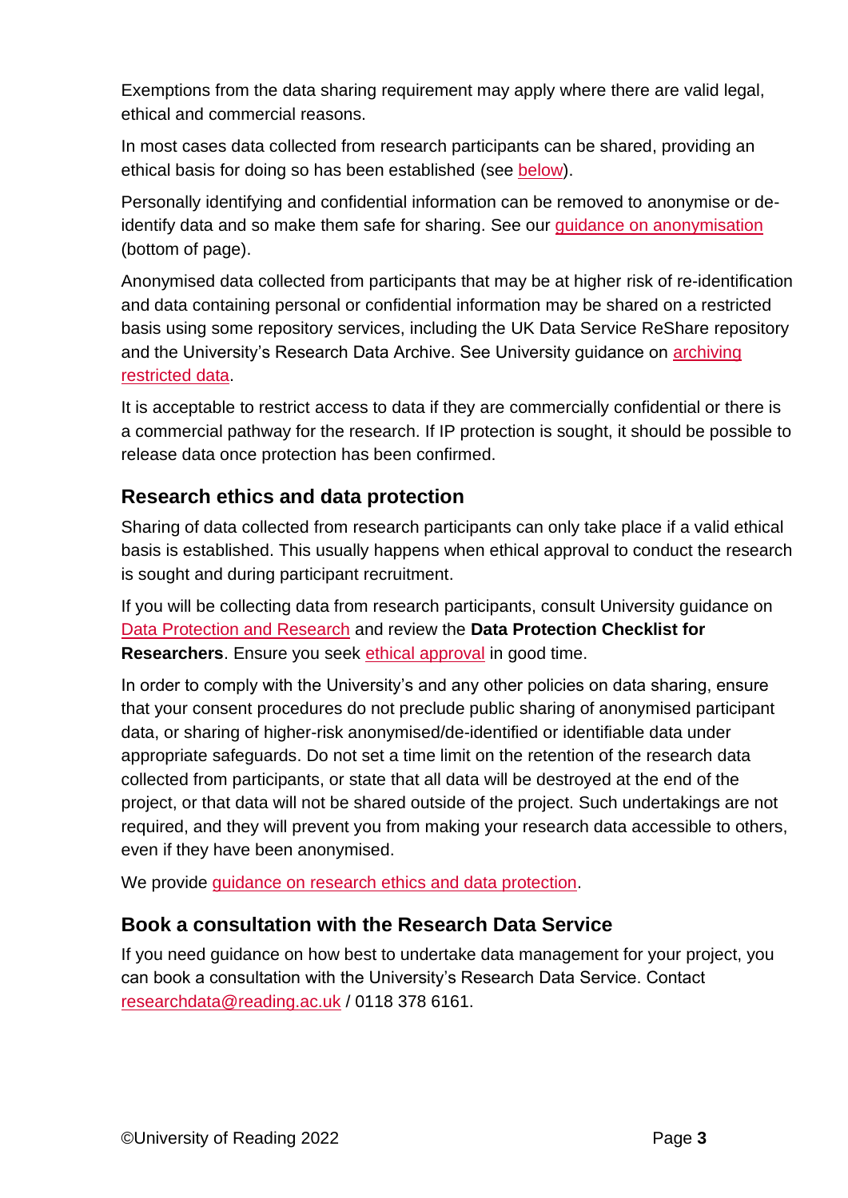Exemptions from the data sharing requirement may apply where there are valid legal, ethical and commercial reasons.

In most cases data collected from research participants can be shared, providing an ethical basis for doing so has been established (see below).

Personally identifying and confidential information can be removed to anonymise or de-identify data and so make them safe for sharing. See our guidance on anonymisation (bottom of page).

Anonymised data collected from participants that may be at higher risk of re-identification and data containing personal or confidential information may be shared on a restricted basis using some repository services, including the UK Data Service ReShare repository and the University's Research Data Archive. See University guidance on archiving restricted data.

It is acceptable to restrict access to data if they are commercially confidential or there is a commercial pathway for the research. If IP protection is sought, it should be possible to release data once protection has been confirmed.

## Research ethics and data protection

Sharing of data collected from research participants can only take place if a valid ethical basis is established. This usually happens when ethical approval to conduct the research is sought and during participant recruitment.

If you will be collecting data from research participants, consult University guidance on Data Protection and Research and review the **Data Protection Checklist for Researchers**. Ensure you seek ethical approval in good time.

In order to comply with the University's and any other policies on data sharing, ensure that your consent procedures do not preclude public sharing of anonymised participant data, or sharing of higher-risk anonymised/de-identified or identifiable data under appropriate safeguards. Do not set a time limit on the retention of the research data collected from participants, or state that all data will be destroyed at the end of the project, or that data will not be shared outside of the project. Such undertakings are not required, and they will prevent you from making your research data accessible to others, even if they have been anonymised.

We provide guidance on research ethics and data protection.

## Book a consultation with the Research Data Service

If you need guidance on how best to undertake data management for your project, you can book a consultation with the University's Research Data Service. Contact researchdata@reading.ac.uk / 0118 378 6161.

©University of Reading 2022